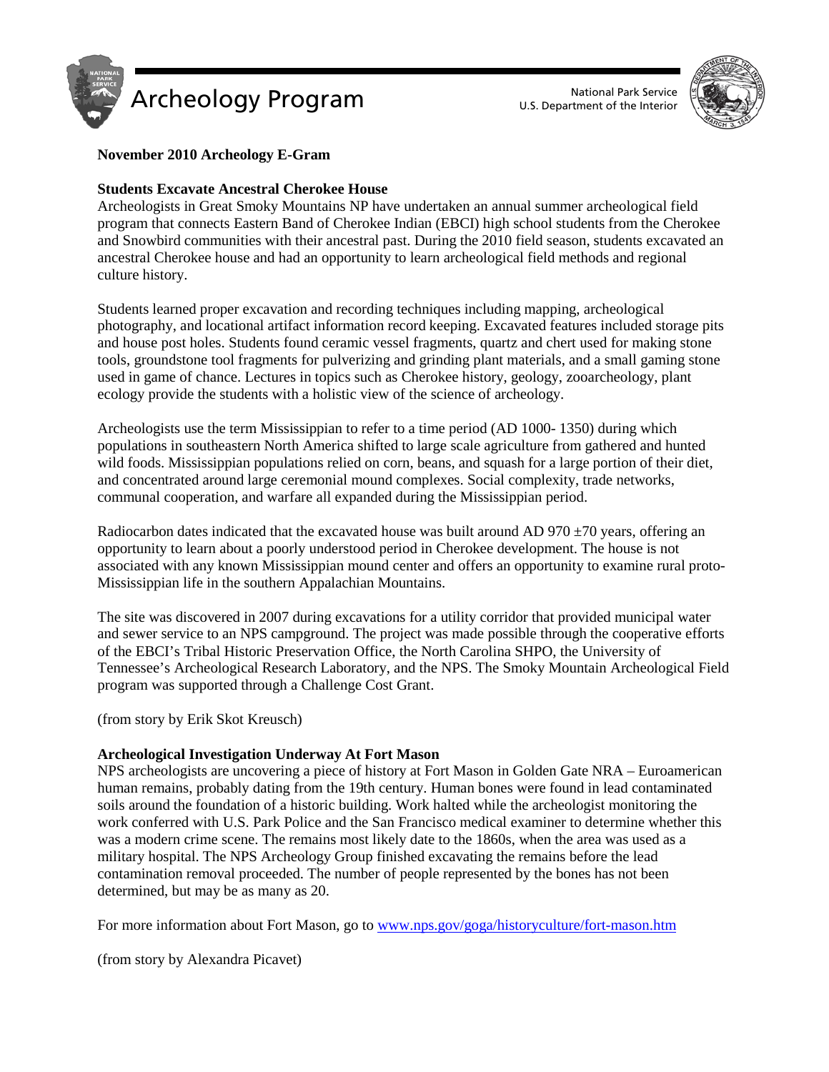# Archeology Program

National Park Service
U.S. Department of the Interior

**November 2010 Archeology E-Gram**

## Students Excavate Ancestral Cherokee House

Archeologists in Great Smoky Mountains NP have undertaken an annual summer archeological field program that connects Eastern Band of Cherokee Indian (EBCI) high school students from the Cherokee and Snowbird communities with their ancestral past. During the 2010 field season, students excavated an ancestral Cherokee house and had an opportunity to learn archeological field methods and regional culture history.

Students learned proper excavation and recording techniques including mapping, archeological photography, and locational artifact information record keeping. Excavated features included storage pits and house post holes. Students found ceramic vessel fragments, quartz and chert used for making stone tools, groundstone tool fragments for pulverizing and grinding plant materials, and a small gaming stone used in game of chance. Lectures in topics such as Cherokee history, geology, zooarcheology, plant ecology provide the students with a holistic view of the science of archeology.

Archeologists use the term Mississippian to refer to a time period (AD 1000- 1350) during which populations in southeastern North America shifted to large scale agriculture from gathered and hunted wild foods. Mississippian populations relied on corn, beans, and squash for a large portion of their diet, and concentrated around large ceremonial mound complexes. Social complexity, trade networks, communal cooperation, and warfare all expanded during the Mississippian period.

Radiocarbon dates indicated that the excavated house was built around AD 970 ±70 years, offering an opportunity to learn about a poorly understood period in Cherokee development. The house is not associated with any known Mississippian mound center and offers an opportunity to examine rural proto-Mississippian life in the southern Appalachian Mountains.

The site was discovered in 2007 during excavations for a utility corridor that provided municipal water and sewer service to an NPS campground. The project was made possible through the cooperative efforts of the EBCI's Tribal Historic Preservation Office, the North Carolina SHPO, the University of Tennessee's Archeological Research Laboratory, and the NPS. The Smoky Mountain Archeological Field program was supported through a Challenge Cost Grant.

(from story by Erik Skot Kreusch)

## Archeological Investigation Underway At Fort Mason

NPS archeologists are uncovering a piece of history at Fort Mason in Golden Gate NRA – Euroamerican human remains, probably dating from the 19th century. Human bones were found in lead contaminated soils around the foundation of a historic building. Work halted while the archeologist monitoring the work conferred with U.S. Park Police and the San Francisco medical examiner to determine whether this was a modern crime scene. The remains most likely date to the 1860s, when the area was used as a military hospital. The NPS Archeology Group finished excavating the remains before the lead contamination removal proceeded. The number of people represented by the bones has not been determined, but may be as many as 20.

For more information about Fort Mason, go to www.nps.gov/goga/historyculture/fort-mason.htm

(from story by Alexandra Picavet)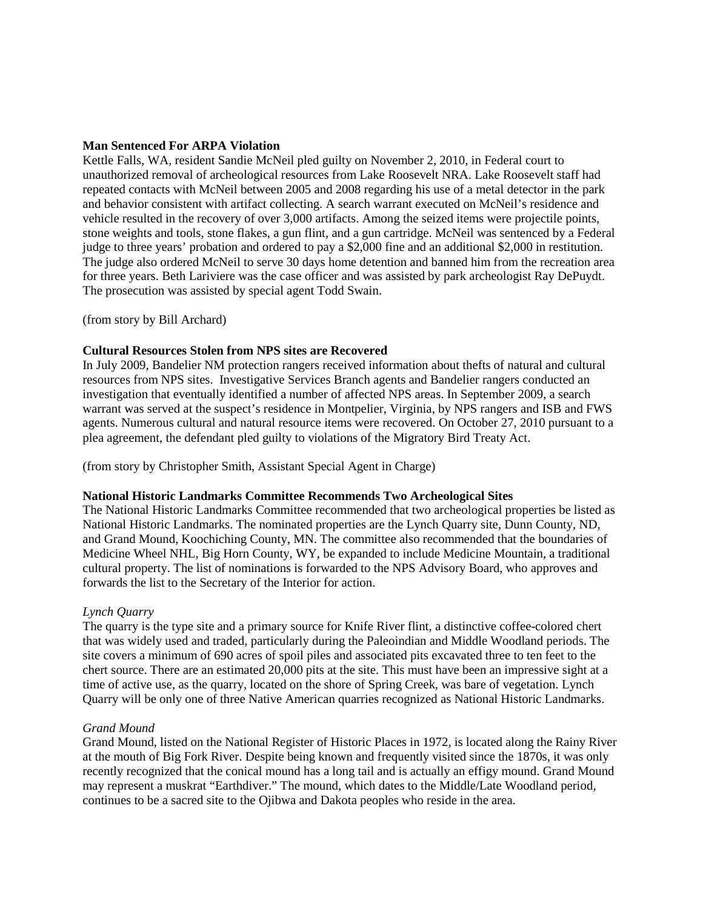**Man Sentenced For ARPA Violation**

Kettle Falls, WA, resident Sandie McNeil pled guilty on November 2, 2010, in Federal court to unauthorized removal of archeological resources from Lake Roosevelt NRA. Lake Roosevelt staff had repeated contacts with McNeil between 2005 and 2008 regarding his use of a metal detector in the park and behavior consistent with artifact collecting. A search warrant executed on McNeil's residence and vehicle resulted in the recovery of over 3,000 artifacts. Among the seized items were projectile points, stone weights and tools, stone flakes, a gun flint, and a gun cartridge. McNeil was sentenced by a Federal judge to three years' probation and ordered to pay a $2,000 fine and an additional $2,000 in restitution. The judge also ordered McNeil to serve 30 days home detention and banned him from the recreation area for three years. Beth Lariviere was the case officer and was assisted by park archeologist Ray DePuydt. The prosecution was assisted by special agent Todd Swain.

(from story by Bill Archard)

**Cultural Resources Stolen from NPS sites are Recovered**

In July 2009, Bandelier NM protection rangers received information about thefts of natural and cultural resources from NPS sites. Investigative Services Branch agents and Bandelier rangers conducted an investigation that eventually identified a number of affected NPS areas. In September 2009, a search warrant was served at the suspect's residence in Montpelier, Virginia, by NPS rangers and ISB and FWS agents. Numerous cultural and natural resource items were recovered. On October 27, 2010 pursuant to a plea agreement, the defendant pled guilty to violations of the Migratory Bird Treaty Act.

(from story by Christopher Smith, Assistant Special Agent in Charge)

**National Historic Landmarks Committee Recommends Two Archeological Sites**

The National Historic Landmarks Committee recommended that two archeological properties be listed as National Historic Landmarks. The nominated properties are the Lynch Quarry site, Dunn County, ND, and Grand Mound, Koochiching County, MN. The committee also recommended that the boundaries of Medicine Wheel NHL, Big Horn County, WY, be expanded to include Medicine Mountain, a traditional cultural property. The list of nominations is forwarded to the NPS Advisory Board, who approves and forwards the list to the Secretary of the Interior for action.

*Lynch Quarry*

The quarry is the type site and a primary source for Knife River flint, a distinctive coffee-colored chert that was widely used and traded, particularly during the Paleoindian and Middle Woodland periods. The site covers a minimum of 690 acres of spoil piles and associated pits excavated three to ten feet to the chert source. There are an estimated 20,000 pits at the site. This must have been an impressive sight at a time of active use, as the quarry, located on the shore of Spring Creek, was bare of vegetation. Lynch Quarry will be only one of three Native American quarries recognized as National Historic Landmarks.

*Grand Mound*

Grand Mound, listed on the National Register of Historic Places in 1972, is located along the Rainy River at the mouth of Big Fork River. Despite being known and frequently visited since the 1870s, it was only recently recognized that the conical mound has a long tail and is actually an effigy mound. Grand Mound may represent a muskrat "Earthdiver." The mound, which dates to the Middle/Late Woodland period, continues to be a sacred site to the Ojibwa and Dakota peoples who reside in the area.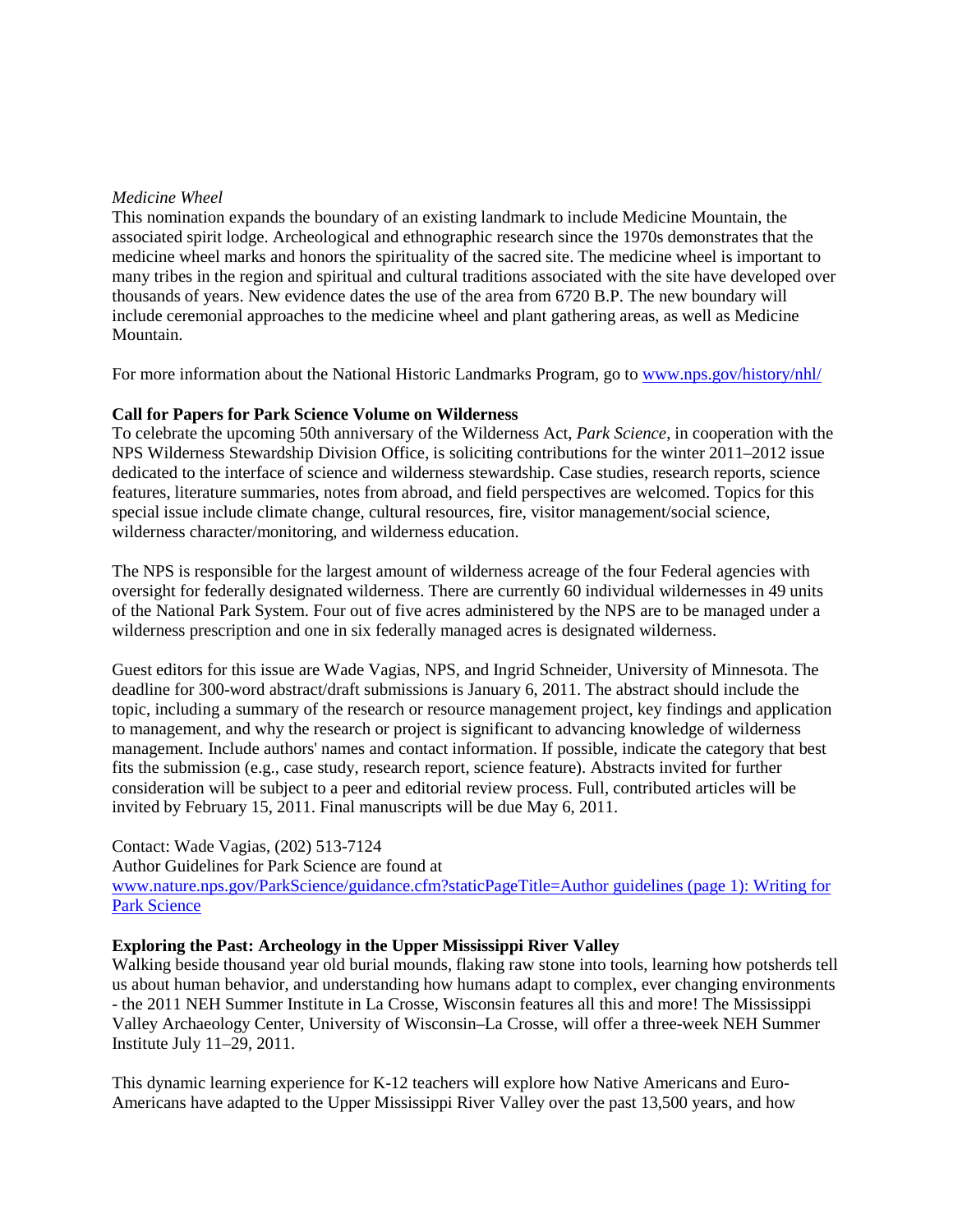*Medicine Wheel*
This nomination expands the boundary of an existing landmark to include Medicine Mountain, the associated spirit lodge. Archeological and ethnographic research since the 1970s demonstrates that the medicine wheel marks and honors the spirituality of the sacred site. The medicine wheel is important to many tribes in the region and spiritual and cultural traditions associated with the site have developed over thousands of years. New evidence dates the use of the area from 6720 B.P. The new boundary will include ceremonial approaches to the medicine wheel and plant gathering areas, as well as Medicine Mountain.

For more information about the National Historic Landmarks Program, go to [www.nps.gov/history/nhl/](www.nps.gov/history/nhl/)

**Call for Papers for Park Science Volume on Wilderness**
To celebrate the upcoming 50th anniversary of the Wilderness Act, *Park Science*, in cooperation with the NPS Wilderness Stewardship Division Office, is soliciting contributions for the winter 2011–2012 issue dedicated to the interface of science and wilderness stewardship. Case studies, research reports, science features, literature summaries, notes from abroad, and field perspectives are welcomed. Topics for this special issue include climate change, cultural resources, fire, visitor management/social science, wilderness character/monitoring, and wilderness education.

The NPS is responsible for the largest amount of wilderness acreage of the four Federal agencies with oversight for federally designated wilderness. There are currently 60 individual wildernesses in 49 units of the National Park System. Four out of five acres administered by the NPS are to be managed under a wilderness prescription and one in six federally managed acres is designated wilderness.

Guest editors for this issue are Wade Vagias, NPS, and Ingrid Schneider, University of Minnesota. The deadline for 300-word abstract/draft submissions is January 6, 2011. The abstract should include the topic, including a summary of the research or resource management project, key findings and application to management, and why the research or project is significant to advancing knowledge of wilderness management. Include authors' names and contact information. If possible, indicate the category that best fits the submission (e.g., case study, research report, science feature). Abstracts invited for further consideration will be subject to a peer and editorial review process. Full, contributed articles will be invited by February 15, 2011. Final manuscripts will be due May 6, 2011.

Contact: Wade Vagias, (202) 513-7124
Author Guidelines for Park Science are found at
[www.nature.nps.gov/ParkScience/guidance.cfm?staticPageTitle=Author guidelines (page 1): Writing for Park Science](www.nature.nps.gov/ParkScience/guidance.cfm?staticPageTitle=Author guidelines (page 1): Writing for Park Science)

**Exploring the Past: Archeology in the Upper Mississippi River Valley**
Walking beside thousand year old burial mounds, flaking raw stone into tools, learning how potsherds tell us about human behavior, and understanding how humans adapt to complex, ever changing environments - the 2011 NEH Summer Institute in La Crosse, Wisconsin features all this and more! The Mississippi Valley Archaeology Center, University of Wisconsin–La Crosse, will offer a three-week NEH Summer Institute July 11–29, 2011.

This dynamic learning experience for K-12 teachers will explore how Native Americans and Euro-Americans have adapted to the Upper Mississippi River Valley over the past 13,500 years, and how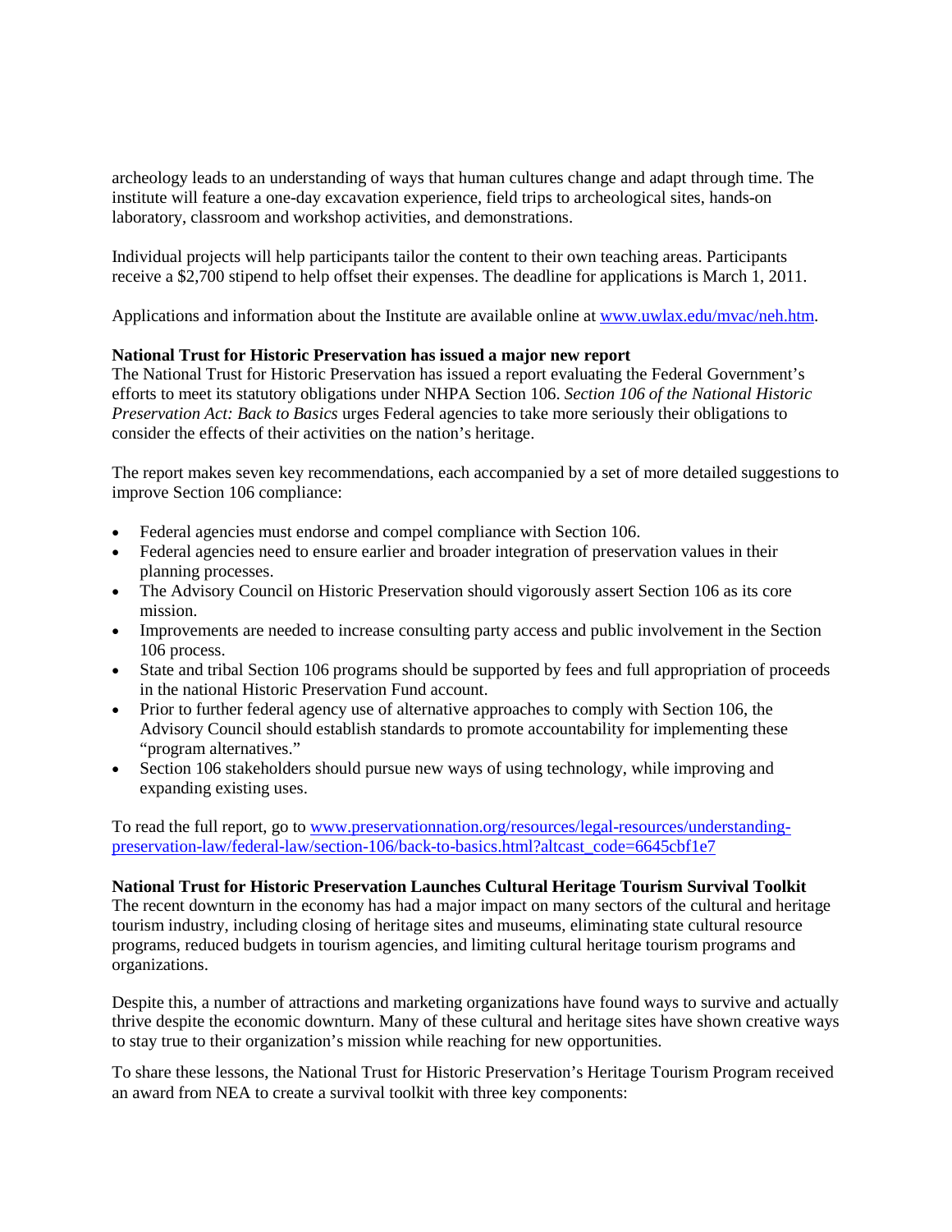archeology leads to an understanding of ways that human cultures change and adapt through time. The institute will feature a one-day excavation experience, field trips to archeological sites, hands-on laboratory, classroom and workshop activities, and demonstrations.

Individual projects will help participants tailor the content to their own teaching areas. Participants receive a $2,700 stipend to help offset their expenses. The deadline for applications is March 1, 2011.

Applications and information about the Institute are available online at [www.uwlax.edu/mvac/neh.htm](www.uwlax.edu/mvac/neh.htm).

**National Trust for Historic Preservation has issued a major new report**
The National Trust for Historic Preservation has issued a report evaluating the Federal Government's efforts to meet its statutory obligations under NHPA Section 106. *Section 106 of the National Historic Preservation Act: Back to Basics* urges Federal agencies to take more seriously their obligations to consider the effects of their activities on the nation's heritage.

The report makes seven key recommendations, each accompanied by a set of more detailed suggestions to improve Section 106 compliance:

- Federal agencies must endorse and compel compliance with Section 106.
- Federal agencies need to ensure earlier and broader integration of preservation values in their planning processes.
- The Advisory Council on Historic Preservation should vigorously assert Section 106 as its core mission.
- Improvements are needed to increase consulting party access and public involvement in the Section 106 process.
- State and tribal Section 106 programs should be supported by fees and full appropriation of proceeds in the national Historic Preservation Fund account.
- Prior to further federal agency use of alternative approaches to comply with Section 106, the Advisory Council should establish standards to promote accountability for implementing these "program alternatives."
- Section 106 stakeholders should pursue new ways of using technology, while improving and expanding existing uses.

To read the full report, go to [www.preservationnation.org/resources/legal-resources/understanding-preservation-law/federal-law/section-106/back-to-basics.html?altcast_code=6645cbf1e7](www.preservationnation.org/resources/legal-resources/understanding-preservation-law/federal-law/section-106/back-to-basics.html?altcast_code=6645cbf1e7)

**National Trust for Historic Preservation Launches Cultural Heritage Tourism Survival Toolkit**
The recent downturn in the economy has had a major impact on many sectors of the cultural and heritage tourism industry, including closing of heritage sites and museums, eliminating state cultural resource programs, reduced budgets in tourism agencies, and limiting cultural heritage tourism programs and organizations.

Despite this, a number of attractions and marketing organizations have found ways to survive and actually thrive despite the economic downturn. Many of these cultural and heritage sites have shown creative ways to stay true to their organization's mission while reaching for new opportunities.

To share these lessons, the National Trust for Historic Preservation's Heritage Tourism Program received an award from NEA to create a survival toolkit with three key components: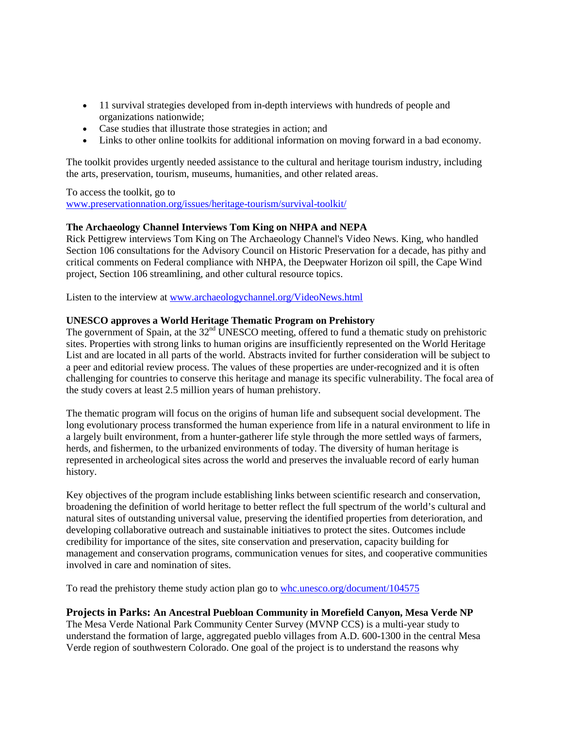- 11 survival strategies developed from in-depth interviews with hundreds of people and organizations nationwide;
- Case studies that illustrate those strategies in action; and
- Links to other online toolkits for additional information on moving forward in a bad economy.

The toolkit provides urgently needed assistance to the cultural and heritage tourism industry, including the arts, preservation, tourism, museums, humanities, and other related areas.

To access the toolkit, go to
www.preservationnation.org/issues/heritage-tourism/survival-toolkit/

**The Archaeology Channel Interviews Tom King on NHPA and NEPA**
Rick Pettigrew interviews Tom King on The Archaeology Channel's Video News. King, who handled Section 106 consultations for the Advisory Council on Historic Preservation for a decade, has pithy and critical comments on Federal compliance with NHPA, the Deepwater Horizon oil spill, the Cape Wind project, Section 106 streamlining, and other cultural resource topics.

Listen to the interview at www.archaeologychannel.org/VideoNews.html

**UNESCO approves a World Heritage Thematic Program on Prehistory**
The government of Spain, at the 32nd UNESCO meeting, offered to fund a thematic study on prehistoric sites. Properties with strong links to human origins are insufficiently represented on the World Heritage List and are located in all parts of the world. Abstracts invited for further consideration will be subject to a peer and editorial review process. The values of these properties are under-recognized and it is often challenging for countries to conserve this heritage and manage its specific vulnerability. The focal area of the study covers at least 2.5 million years of human prehistory.

The thematic program will focus on the origins of human life and subsequent social development. The long evolutionary process transformed the human experience from life in a natural environment to life in a largely built environment, from a hunter-gatherer life style through the more settled ways of farmers, herds, and fishermen, to the urbanized environments of today. The diversity of human heritage is represented in archeological sites across the world and preserves the invaluable record of early human history.

Key objectives of the program include establishing links between scientific research and conservation, broadening the definition of world heritage to better reflect the full spectrum of the world's cultural and natural sites of outstanding universal value, preserving the identified properties from deterioration, and developing collaborative outreach and sustainable initiatives to protect the sites. Outcomes include credibility for importance of the sites, site conservation and preservation, capacity building for management and conservation programs, communication venues for sites, and cooperative communities involved in care and nomination of sites.

To read the prehistory theme study action plan go to whc.unesco.org/document/104575

**Projects in Parks: An Ancestral Puebloan Community in Morefield Canyon, Mesa Verde NP**
The Mesa Verde National Park Community Center Survey (MVNP CCS) is a multi-year study to understand the formation of large, aggregated pueblo villages from A.D. 600-1300 in the central Mesa Verde region of southwestern Colorado. One goal of the project is to understand the reasons why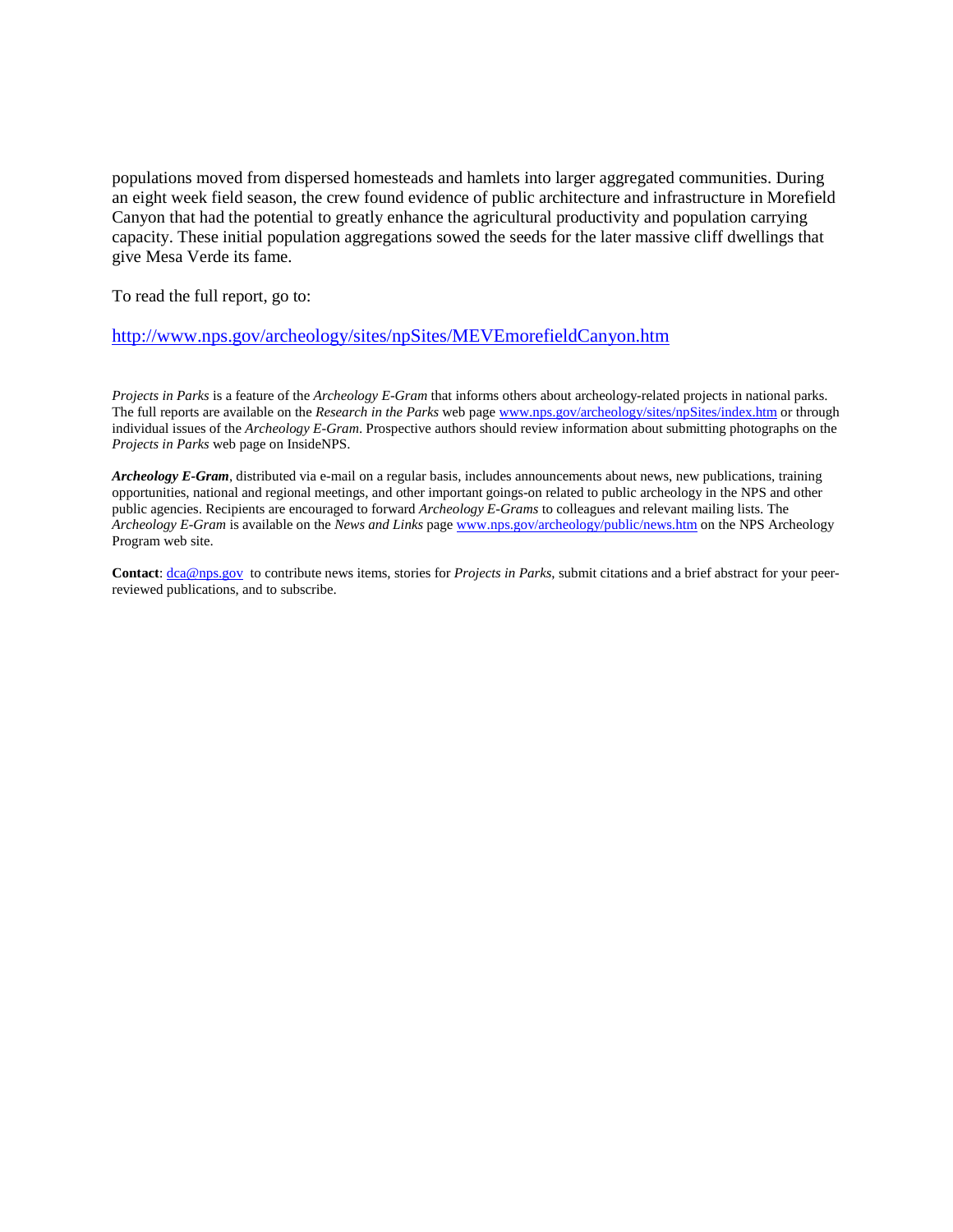populations moved from dispersed homesteads and hamlets into larger aggregated communities. During an eight week field season, the crew found evidence of public architecture and infrastructure in Morefield Canyon that had the potential to greatly enhance the agricultural productivity and population carrying capacity. These initial population aggregations sowed the seeds for the later massive cliff dwellings that give Mesa Verde its fame.

To read the full report, go to:

http://www.nps.gov/archeology/sites/npSites/MEVEmorefieldCanyon.htm

*Projects in Parks* is a feature of the *Archeology E-Gram* that informs others about archeology-related projects in national parks. The full reports are available on the *Research in the Parks* web page www.nps.gov/archeology/sites/npSites/index.htm or through individual issues of the *Archeology E-Gram*. Prospective authors should review information about submitting photographs on the *Projects in Parks* web page on InsideNPS.

***Archeology E-Gram***, distributed via e-mail on a regular basis, includes announcements about news, new publications, training opportunities, national and regional meetings, and other important goings-on related to public archeology in the NPS and other public agencies. Recipients are encouraged to forward *Archeology E-Grams* to colleagues and relevant mailing lists. The *Archeology E-Gram* is available on the *News and Links* page www.nps.gov/archeology/public/news.htm on the NPS Archeology Program web site.

**Contact**: dca@nps.gov to contribute news items, stories for *Projects in Parks*, submit citations and a brief abstract for your peer-reviewed publications, and to subscribe.